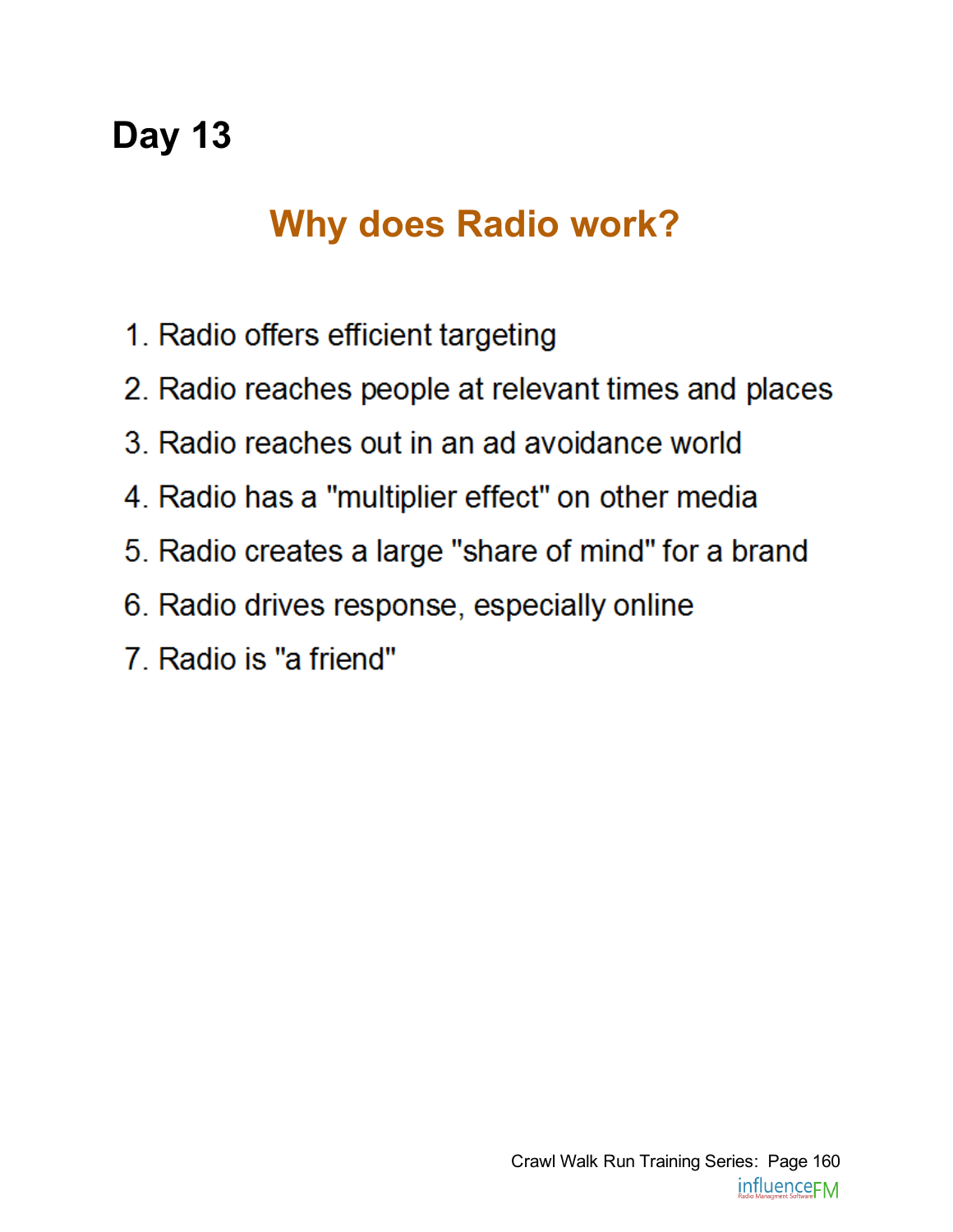# Day 13

## Why does Radio work?

1. Radio offers efficient targeting
2. Radio reaches people at relevant times and places
3. Radio reaches out in an ad avoidance world
4. Radio has a "multiplier effect" on other media
5. Radio creates a large "share of mind" for a brand
6. Radio drives response, especially online
7. Radio is "a friend"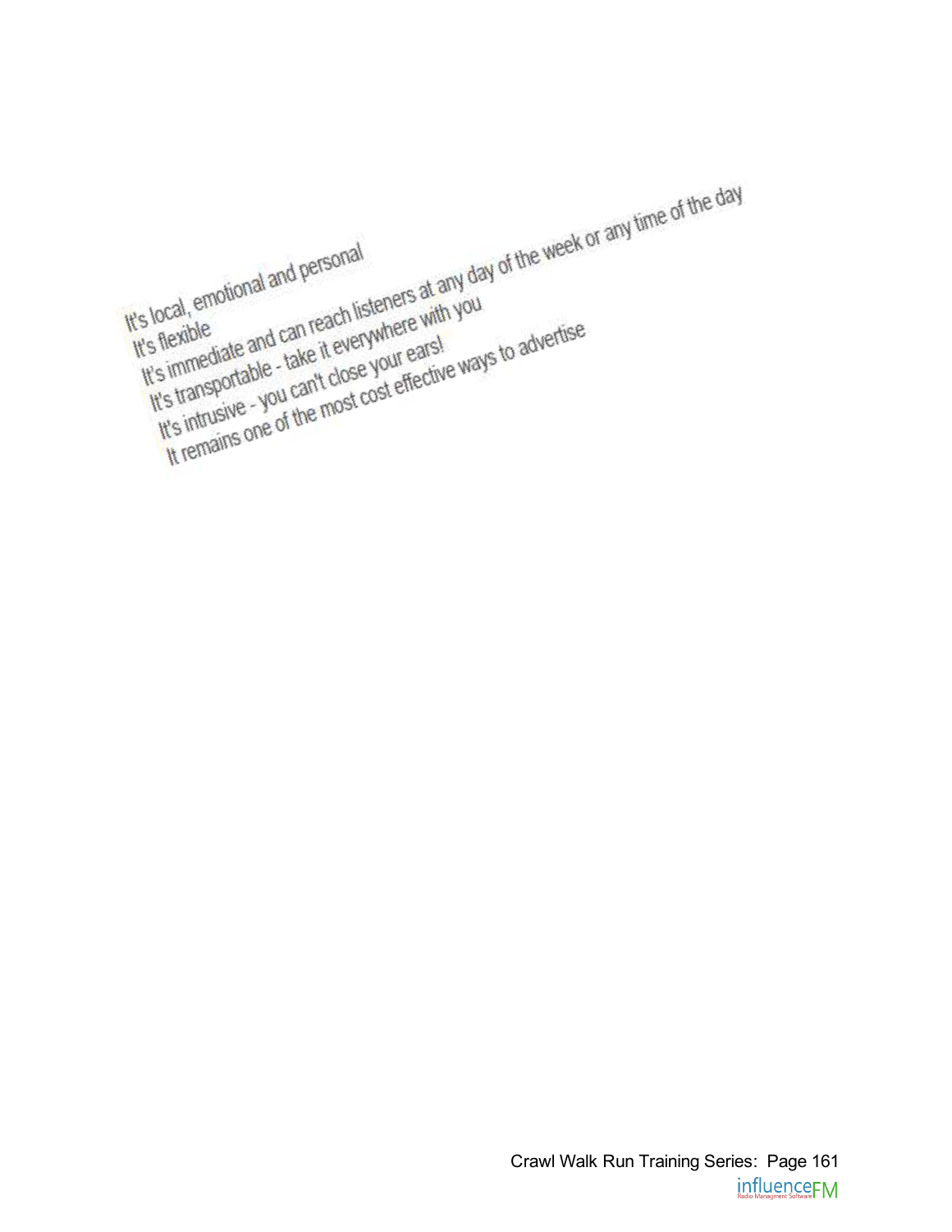It's local, emotional and personal
It's flexible
It's immediate and can reach listeners at any day of the week or any time of the day
It's transportable - take it everywhere with you
It's intrusive - you can't close your ears!
It remains one of the most cost effective ways to advertise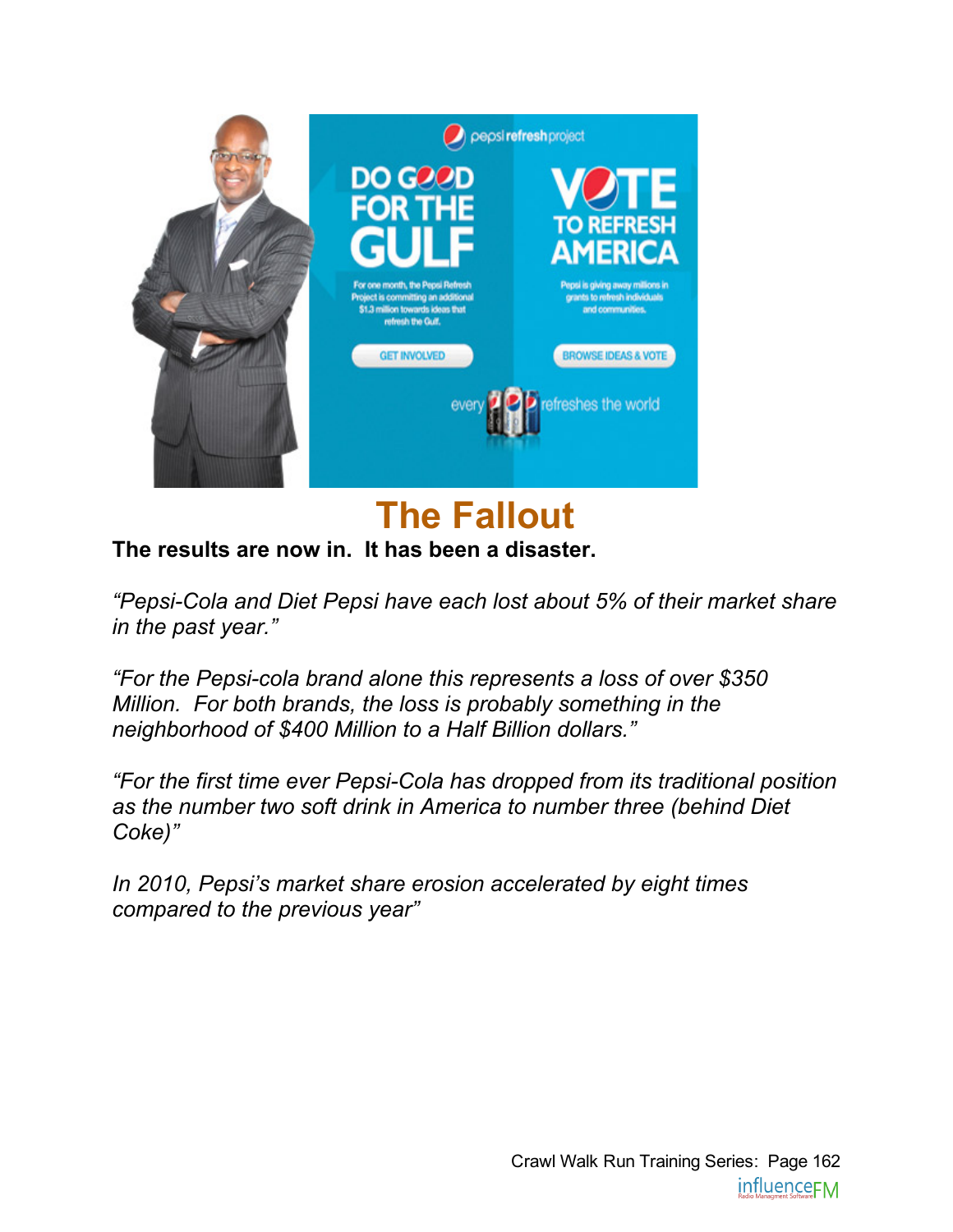## The Fallout

**The results are now in. It has been a disaster.**

*"Pepsi-Cola and Diet Pepsi have each lost about 5% of their market share in the past year."*

*"For the Pepsi-cola brand alone this represents a loss of over $350 Million. For both brands, the loss is probably something in the neighborhood of $400 Million to a Half Billion dollars."*

*"For the first time ever Pepsi-Cola has dropped from its traditional position as the number two soft drink in America to number three (behind Diet Coke)"*

*In 2010, Pepsi's market share erosion accelerated by eight times compared to the previous year"*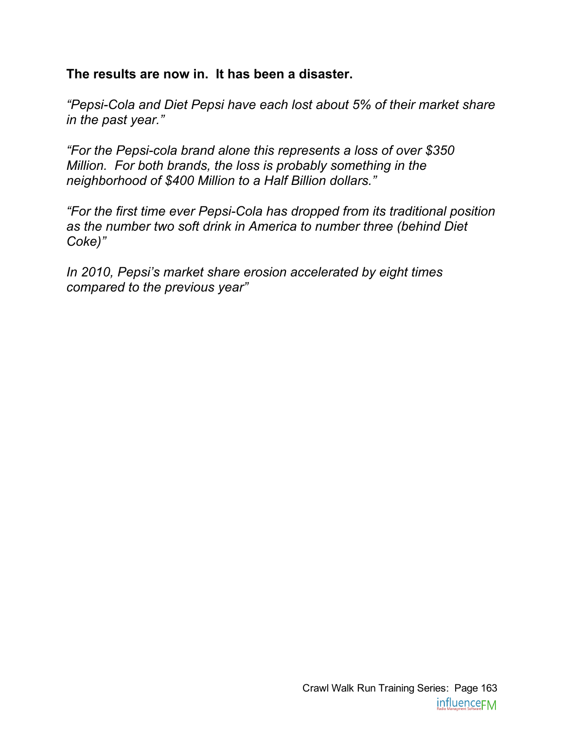**The results are now in.  It has been a disaster.**

*"Pepsi-Cola and Diet Pepsi have each lost about 5% of their market share in the past year."*

*"For the Pepsi-cola brand alone this represents a loss of over $350 Million.  For both brands, the loss is probably something in the neighborhood of $400 Million to a Half Billion dollars."*

*"For the first time ever Pepsi-Cola has dropped from its traditional position as the number two soft drink in America to number three (behind Diet Coke)"*

*In 2010, Pepsi's market share erosion accelerated by eight times compared to the previous year"*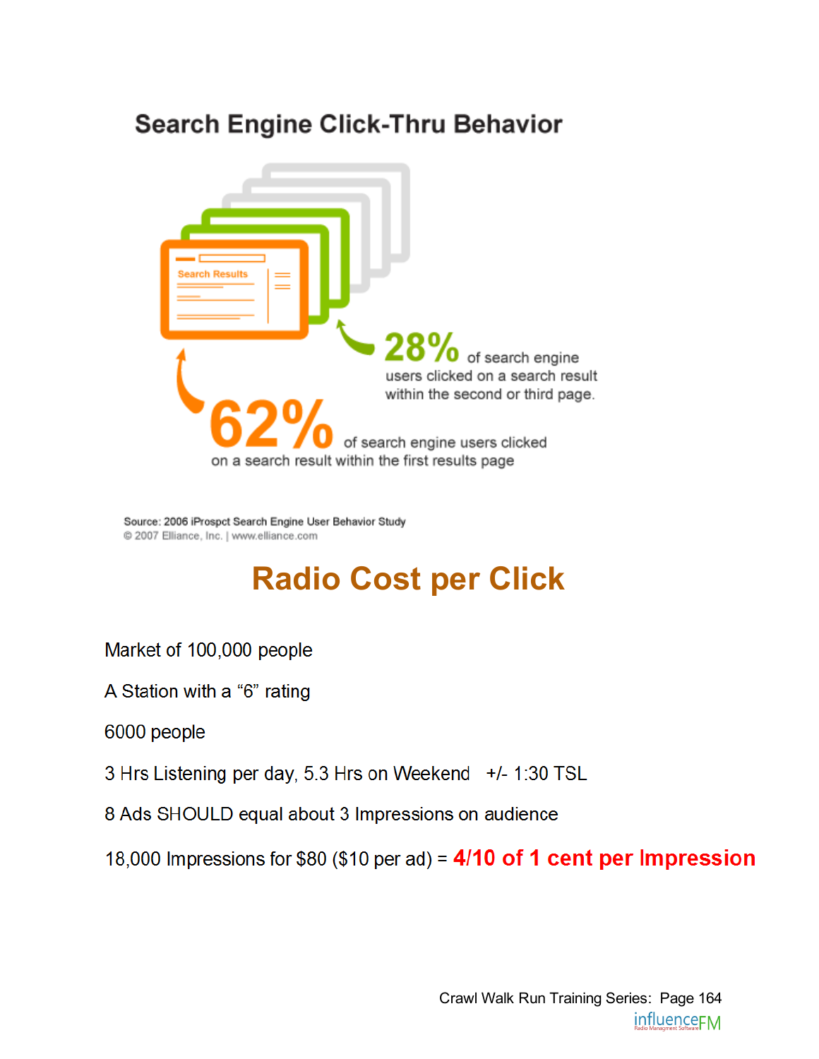## Search Engine Click-Thru Behavior

Search Results

**28%** of search engine users clicked on a search result within the second or third page.

**62%** of search engine users clicked on a search result within the first results page

Source: 2006 iProspct Search Engine User Behavior Study
© 2007 Elliance, Inc. | www.elliance.com

## Radio Cost per Click

Market of 100,000 people

A Station with a "6" rating

6000 people

3 Hrs Listening per day, 5.3 Hrs on Weekend +/- 1:30 TSL

8 Ads SHOULD equal about 3 Impressions on audience

18,000 Impressions for $80 ($10 per ad) = **4/10 of 1 cent per Impression**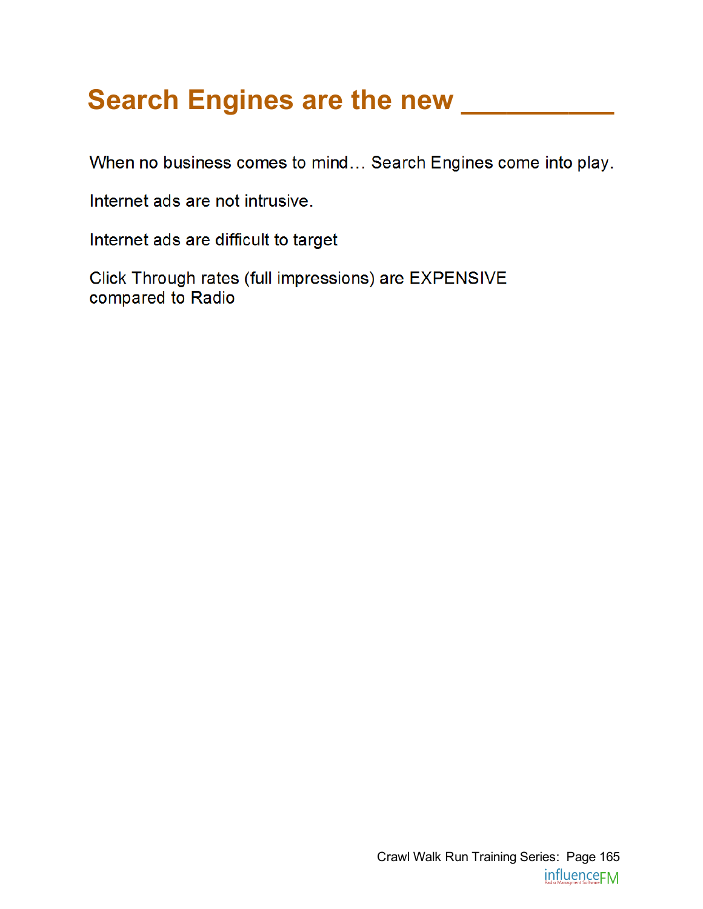# Search Engines are the new __________

When no business comes to mind… Search Engines come into play.

Internet ads are not intrusive.

Internet ads are difficult to target

Click Through rates (full impressions) are EXPENSIVE compared to Radio